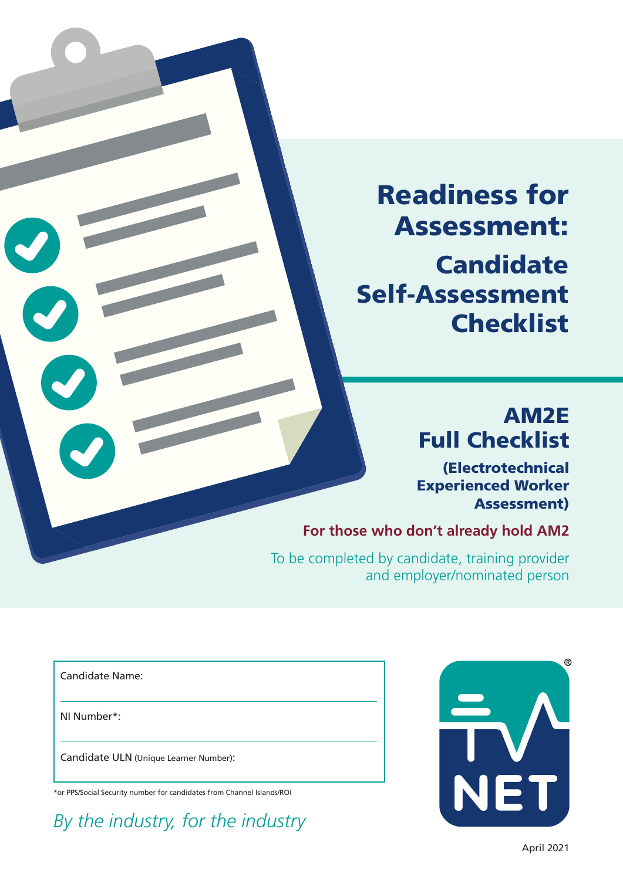# Readiness for Assessment:

## Candidate Self-Assessment Checklist

## AM2E Full Checklist

**(Electrotechnical Experienced Worker Assessment)**

**For those who don't already hold AM2**

To be completed by candidate, training provider and employer/nominated person

Candidate Name:

NI Number*:

Candidate ULN (Unique Learner Number):

*or PPS/Social Security number for candidates from Channel Islands/ROI

*By the industry, for the industry*

JTL NET

April 2021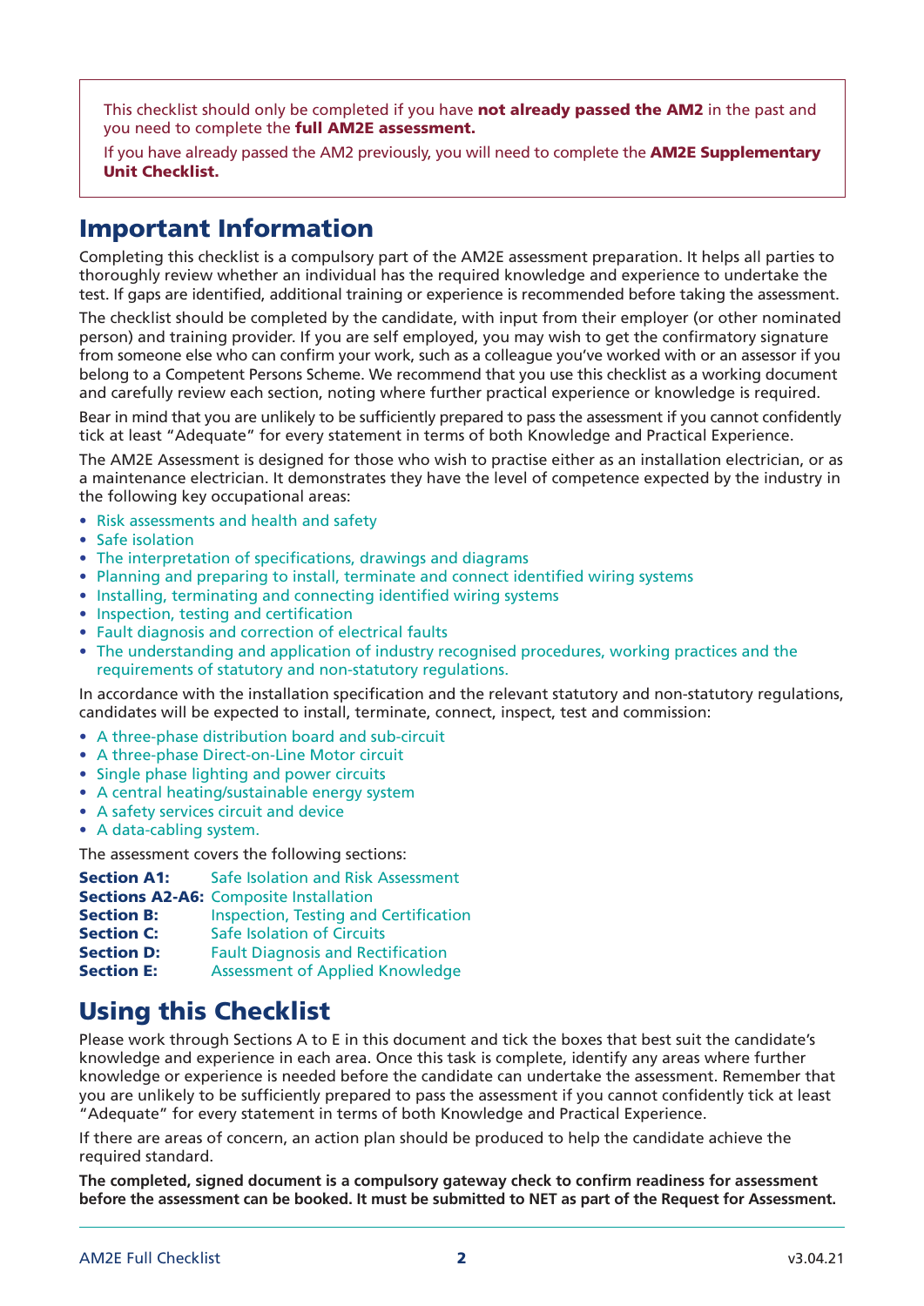This checklist should only be completed if you have **not already passed the AM2** in the past and you need to complete the **full AM2E assessment.**

If you have already passed the AM2 previously, you will need to complete the **AM2E Supplementary Unit Checklist.**

## Important Information

Completing this checklist is a compulsory part of the AM2E assessment preparation. It helps all parties to thoroughly review whether an individual has the required knowledge and experience to undertake the test. If gaps are identified, additional training or experience is recommended before taking the assessment.

The checklist should be completed by the candidate, with input from their employer (or other nominated person) and training provider. If you are self employed, you may wish to get the confirmatory signature from someone else who can confirm your work, such as a colleague you've worked with or an assessor if you belong to a Competent Persons Scheme. We recommend that you use this checklist as a working document and carefully review each section, noting where further practical experience or knowledge is required.

Bear in mind that you are unlikely to be sufficiently prepared to pass the assessment if you cannot confidently tick at least "Adequate" for every statement in terms of both Knowledge and Practical Experience.

The AM2E Assessment is designed for those who wish to practise either as an installation electrician, or as a maintenance electrician. It demonstrates they have the level of competence expected by the industry in the following key occupational areas:

- Risk assessments and health and safety
- Safe isolation
- The interpretation of specifications, drawings and diagrams
- Planning and preparing to install, terminate and connect identified wiring systems
- Installing, terminating and connecting identified wiring systems
- Inspection, testing and certification
- Fault diagnosis and correction of electrical faults
- The understanding and application of industry recognised procedures, working practices and the requirements of statutory and non-statutory regulations.

In accordance with the installation specification and the relevant statutory and non-statutory regulations, candidates will be expected to install, terminate, connect, inspect, test and commission:

- A three-phase distribution board and sub-circuit
- A three-phase Direct-on-Line Motor circuit
- Single phase lighting and power circuits
- A central heating/sustainable energy system
- A safety services circuit and device
- A data-cabling system.

The assessment covers the following sections:

| | |
|---|---|
| **Section A1:** | Safe Isolation and Risk Assessment |
| **Sections A2-A6:** | Composite Installation |
| **Section B:** | Inspection, Testing and Certification |
| **Section C:** | Safe Isolation of Circuits |
| **Section D:** | Fault Diagnosis and Rectification |
| **Section E:** | Assessment of Applied Knowledge |

## Using this Checklist

Please work through Sections A to E in this document and tick the boxes that best suit the candidate's knowledge and experience in each area. Once this task is complete, identify any areas where further knowledge or experience is needed before the candidate can undertake the assessment. Remember that you are unlikely to be sufficiently prepared to pass the assessment if you cannot confidently tick at least "Adequate" for every statement in terms of both Knowledge and Practical Experience.

If there are areas of concern, an action plan should be produced to help the candidate achieve the required standard.

**The completed, signed document is a compulsory gateway check to confirm readiness for assessment before the assessment can be booked. It must be submitted to NET as part of the Request for Assessment.**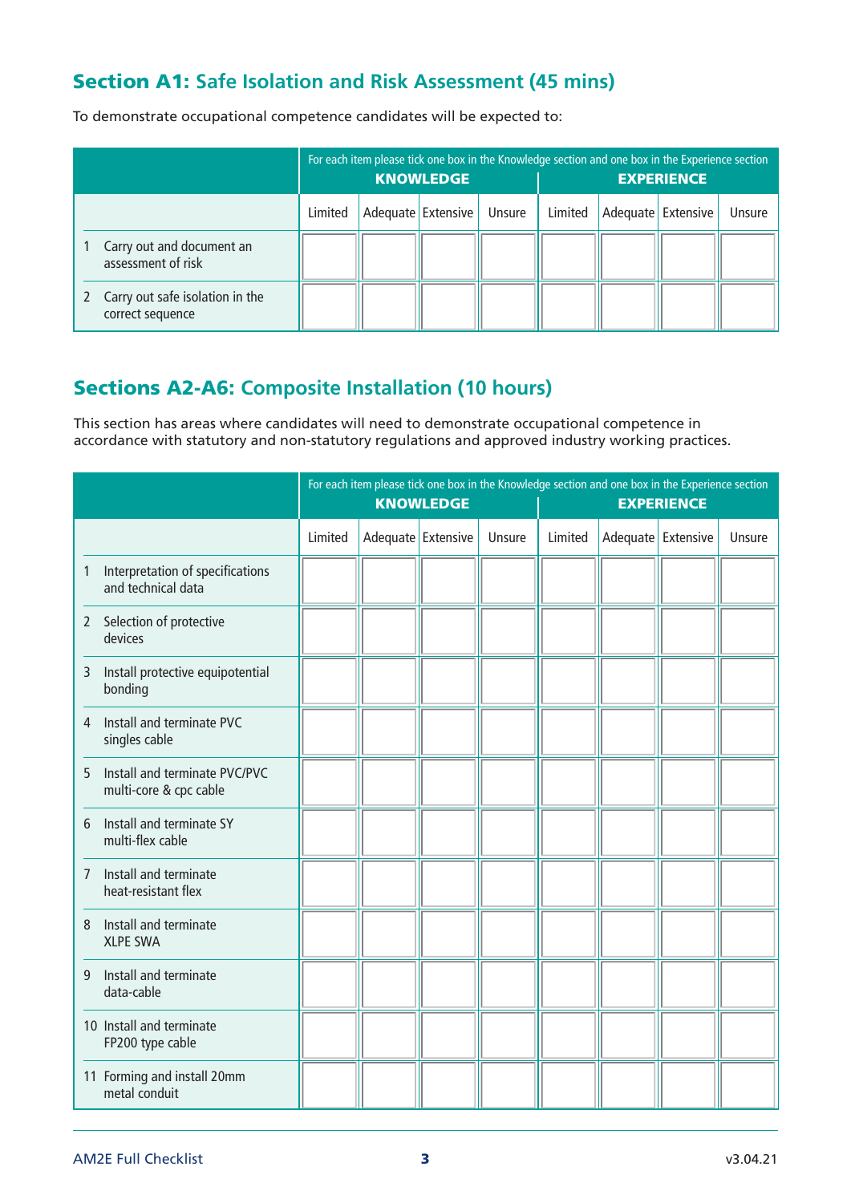## **Section A1:** Safe Isolation and Risk Assessment (45 mins)

To demonstrate occupational competence candidates will be expected to:

| | For each item please tick one box in the Knowledge section and one box in the Experience section<br>**KNOWLEDGE** | | | | **EXPERIENCE** | | | |
|---|---|---|---|---|---|---|---|---|
| | Limited | Adequate | Extensive | Unsure | Limited | Adequate | Extensive | Unsure |
| 1 Carry out and document an assessment of risk | | | | | | | | |
| 2 Carry out safe isolation in the correct sequence | | | | | | | | |

## **Sections A2-A6:** Composite Installation (10 hours)

This section has areas where candidates will need to demonstrate occupational competence in accordance with statutory and non-statutory regulations and approved industry working practices.

| | For each item please tick one box in the Knowledge section and one box in the Experience section<br>**KNOWLEDGE** | | | | **EXPERIENCE** | | | |
|---|---|---|---|---|---|---|---|---|
| | Limited | Adequate | Extensive | Unsure | Limited | Adequate | Extensive | Unsure |
| 1 Interpretation of specifications and technical data | | | | | | | | |
| 2 Selection of protective devices | | | | | | | | |
| 3 Install protective equipotential bonding | | | | | | | | |
| 4 Install and terminate PVC singles cable | | | | | | | | |
| 5 Install and terminate PVC/PVC multi-core & cpc cable | | | | | | | | |
| 6 Install and terminate SY multi-flex cable | | | | | | | | |
| 7 Install and terminate heat-resistant flex | | | | | | | | |
| 8 Install and terminate XLPE SWA | | | | | | | | |
| 9 Install and terminate data-cable | | | | | | | | |
| 10 Install and terminate FP200 type cable | | | | | | | | |
| 11 Forming and install 20mm metal conduit | | | | | | | | |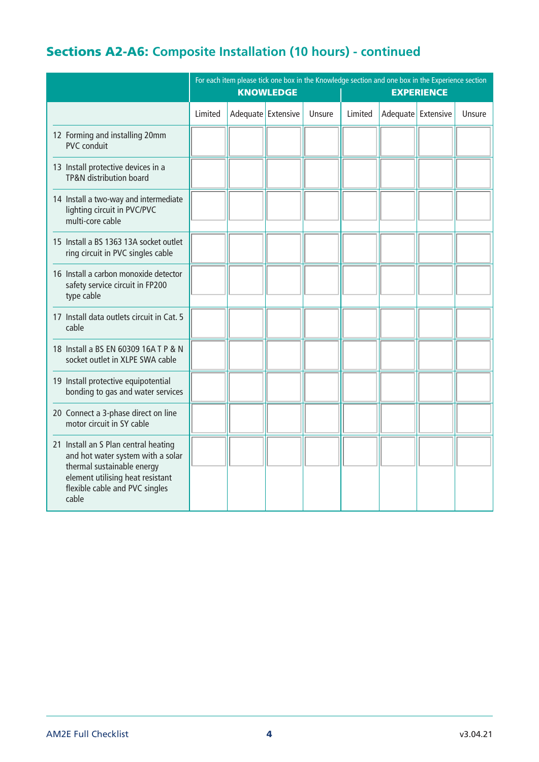## Sections A2-A6: Composite Installation (10 hours) - continued

| | For each item please tick one box in the Knowledge section and one box in the Experience section KNOWLEDGE | | | | EXPERIENCE | | | |
|---|---|---|---|---|---|---|---|---|
| | Limited | Adequate | Extensive | Unsure | Limited | Adequate | Extensive | Unsure |
| 12 Forming and installing 20mm PVC conduit | | | | | | | | |
| 13 Install protective devices in a TP&N distribution board | | | | | | | | |
| 14 Install a two-way and intermediate lighting circuit in PVC/PVC multi-core cable | | | | | | | | |
| 15 Install a BS 1363 13A socket outlet ring circuit in PVC singles cable | | | | | | | | |
| 16 Install a carbon monoxide detector safety service circuit in FP200 type cable | | | | | | | | |
| 17 Install data outlets circuit in Cat. 5 cable | | | | | | | | |
| 18 Install a BS EN 60309 16A T P & N socket outlet in XLPE SWA cable | | | | | | | | |
| 19 Install protective equipotential bonding to gas and water services | | | | | | | | |
| 20 Connect a 3-phase direct on line motor circuit in SY cable | | | | | | | | |
| 21 Install an S Plan central heating and hot water system with a solar thermal sustainable energy element utilising heat resistant flexible cable and PVC singles cable | | | | | | | | |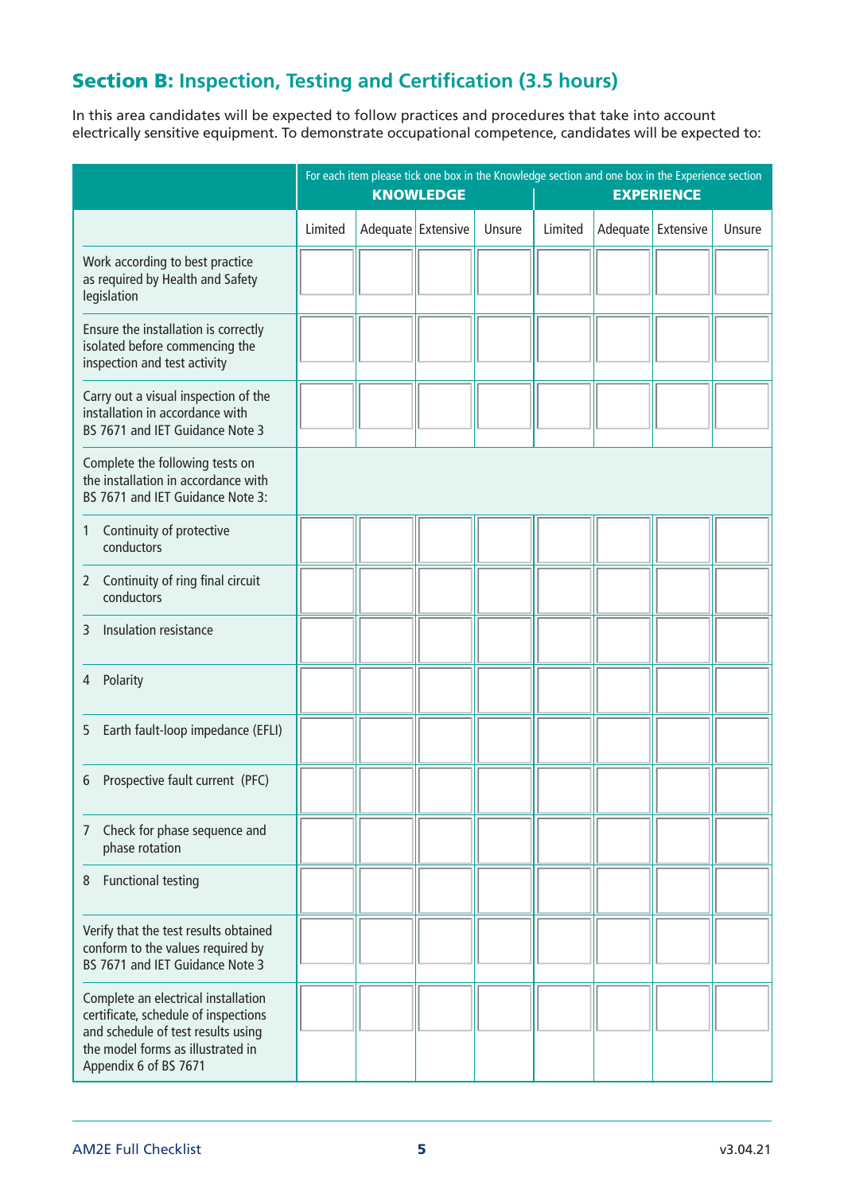## **Section B:** Inspection, Testing and Certification (3.5 hours)

In this area candidates will be expected to follow practices and procedures that take into account electrically sensitive equipment. To demonstrate occupational competence, candidates will be expected to:

| | For each item please tick one box in the Knowledge section and one box in the Experience section KNOWLEDGE | | | | EXPERIENCE | | | |
|---|---|---|---|---|---|---|---|---|
| | Limited | Adequate | Extensive | Unsure | Limited | Adequate | Extensive | Unsure |
| Work according to best practice as required by Health and Safety legislation | | | | | | | | |
| Ensure the installation is correctly isolated before commencing the inspection and test activity | | | | | | | | |
| Carry out a visual inspection of the installation in accordance with BS 7671 and IET Guidance Note 3 | | | | | | | | |
| Complete the following tests on the installation in accordance with BS 7671 and IET Guidance Note 3: | | | | | | | | |
| 1 Continuity of protective conductors | | | | | | | | |
| 2 Continuity of ring final circuit conductors | | | | | | | | |
| 3 Insulation resistance | | | | | | | | |
| 4 Polarity | | | | | | | | |
| 5 Earth fault-loop impedance (EFLI) | | | | | | | | |
| 6 Prospective fault current (PFC) | | | | | | | | |
| 7 Check for phase sequence and phase rotation | | | | | | | | |
| 8 Functional testing | | | | | | | | |
| Verify that the test results obtained conform to the values required by BS 7671 and IET Guidance Note 3 | | | | | | | | |
| Complete an electrical installation certificate, schedule of inspections and schedule of test results using the model forms as illustrated in Appendix 6 of BS 7671 | | | | | | | | |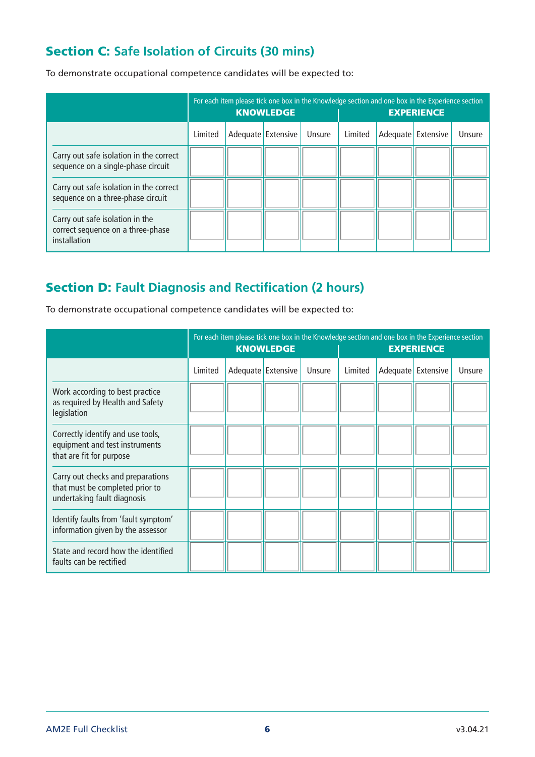## Section C: Safe Isolation of Circuits (30 mins)

To demonstrate occupational competence candidates will be expected to:

| | For each item please tick one box in the Knowledge section and one box in the Experience section | | | | | | | |
|---|---|---|---|---|---|---|---|---|
| | KNOWLEDGE | | | | EXPERIENCE | | | |
| | Limited | Adequate | Extensive | Unsure | Limited | Adequate | Extensive | Unsure |
| Carry out safe isolation in the correct sequence on a single-phase circuit | | | | | | | | |
| Carry out safe isolation in the correct sequence on a three-phase circuit | | | | | | | | |
| Carry out safe isolation in the correct sequence on a three-phase installation | | | | | | | | |

## Section D: Fault Diagnosis and Rectification (2 hours)

To demonstrate occupational competence candidates will be expected to:

| | For each item please tick one box in the Knowledge section and one box in the Experience section | | | | | | | |
|---|---|---|---|---|---|---|---|---|
| | KNOWLEDGE | | | | EXPERIENCE | | | |
| | Limited | Adequate | Extensive | Unsure | Limited | Adequate | Extensive | Unsure |
| Work according to best practice as required by Health and Safety legislation | | | | | | | | |
| Correctly identify and use tools, equipment and test instruments that are fit for purpose | | | | | | | | |
| Carry out checks and preparations that must be completed prior to undertaking fault diagnosis | | | | | | | | |
| Identify faults from 'fault symptom' information given by the assessor | | | | | | | | |
| State and record how the identified faults can be rectified | | | | | | | | |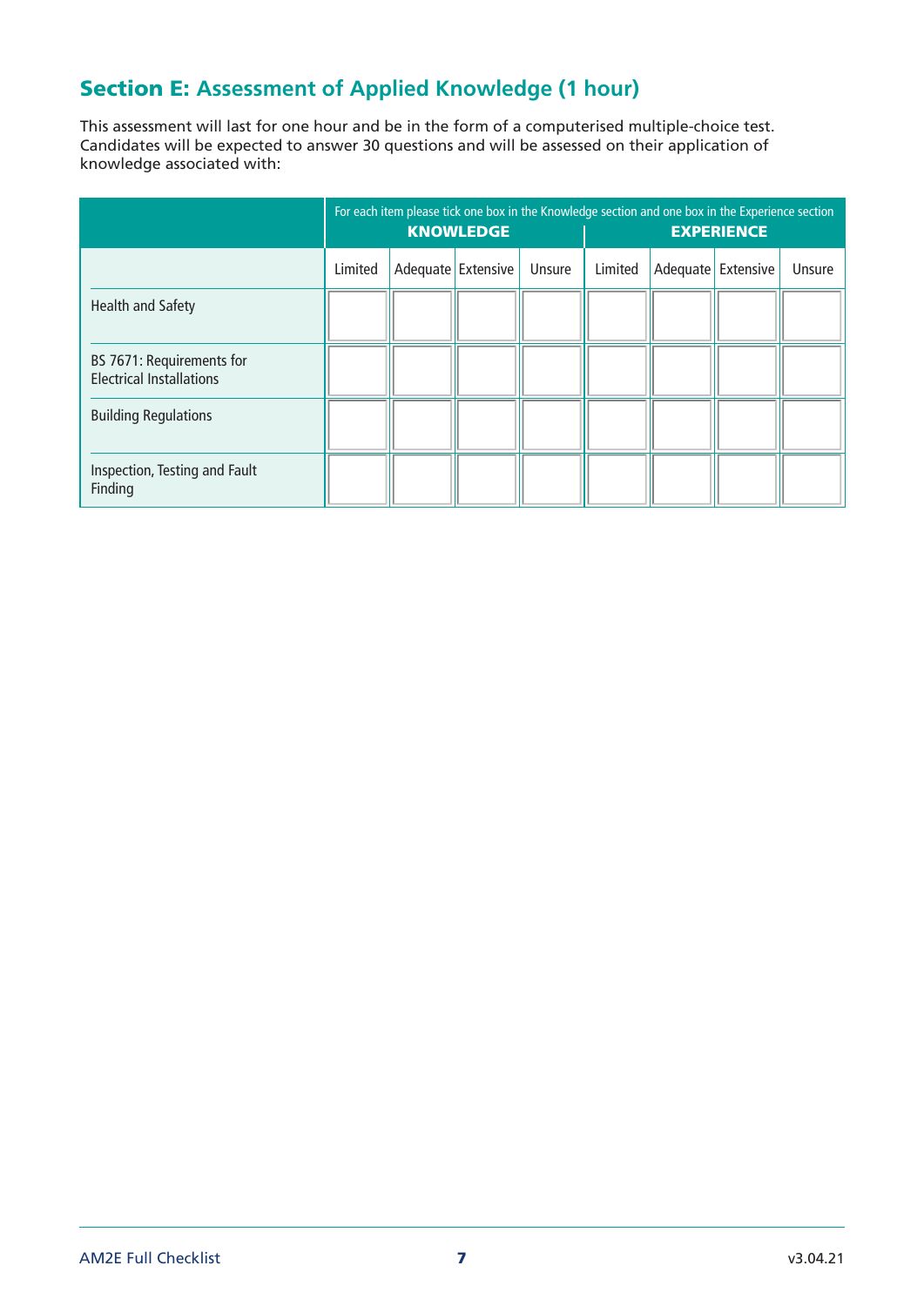## Section E: Assessment of Applied Knowledge (1 hour)

This assessment will last for one hour and be in the form of a computerised multiple-choice test. Candidates will be expected to answer 30 questions and will be assessed on their application of knowledge associated with:

| | For each item please tick one box in the Knowledge section and one box in the Experience section KNOWLEDGE | | | | EXPERIENCE | | | |
|---|---|---|---|---|---|---|---|---|
| | Limited | Adequate | Extensive | Unsure | Limited | Adequate | Extensive | Unsure |
| Health and Safety | | | | | | | | |
| BS 7671: Requirements for Electrical Installations | | | | | | | | |
| Building Regulations | | | | | | | | |
| Inspection, Testing and Fault Finding | | | | | | | | |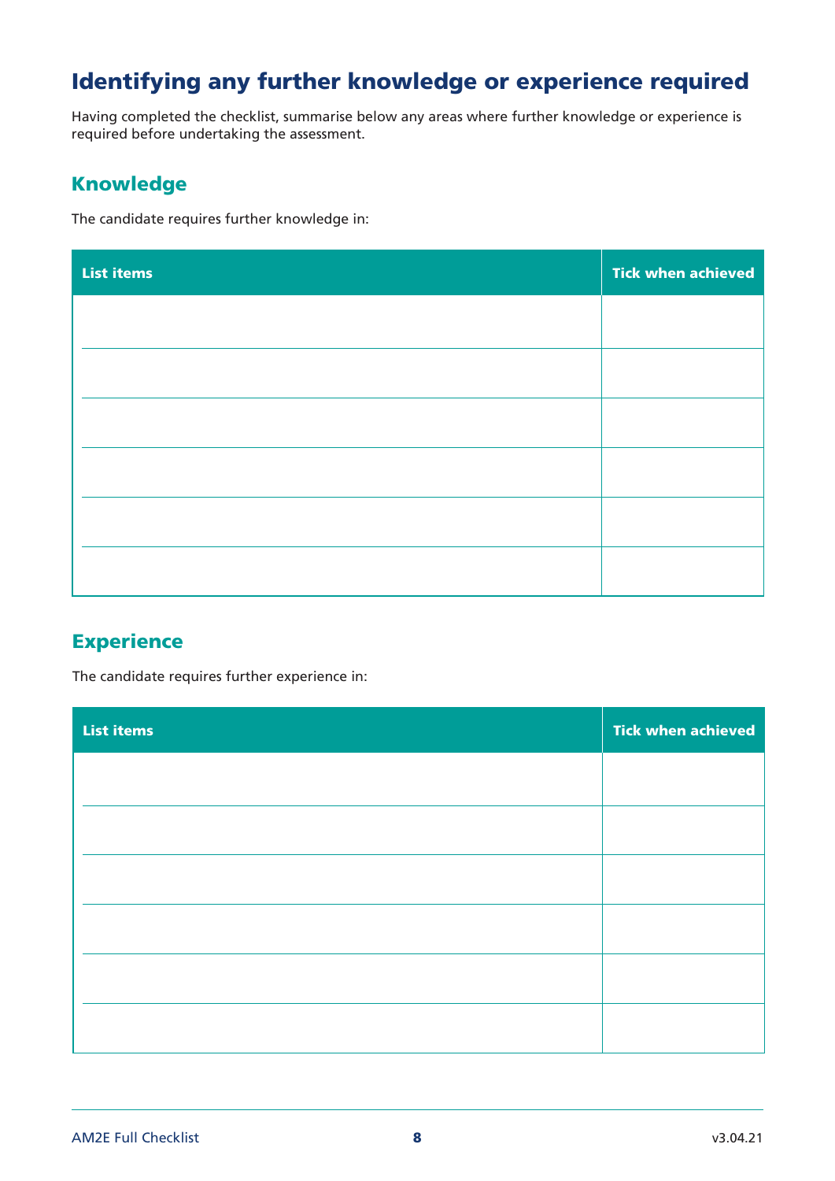# Identifying any further knowledge or experience required

Having completed the checklist, summarise below any areas where further knowledge or experience is required before undertaking the assessment.

## Knowledge

The candidate requires further knowledge in:

| List items | Tick when achieved |
| --- | --- |
| | |
| | |
| | |
| | |
| | |
| | |

## Experience

The candidate requires further experience in:

| List items | Tick when achieved |
| --- | --- |
| | |
| | |
| | |
| | |
| | |
| | |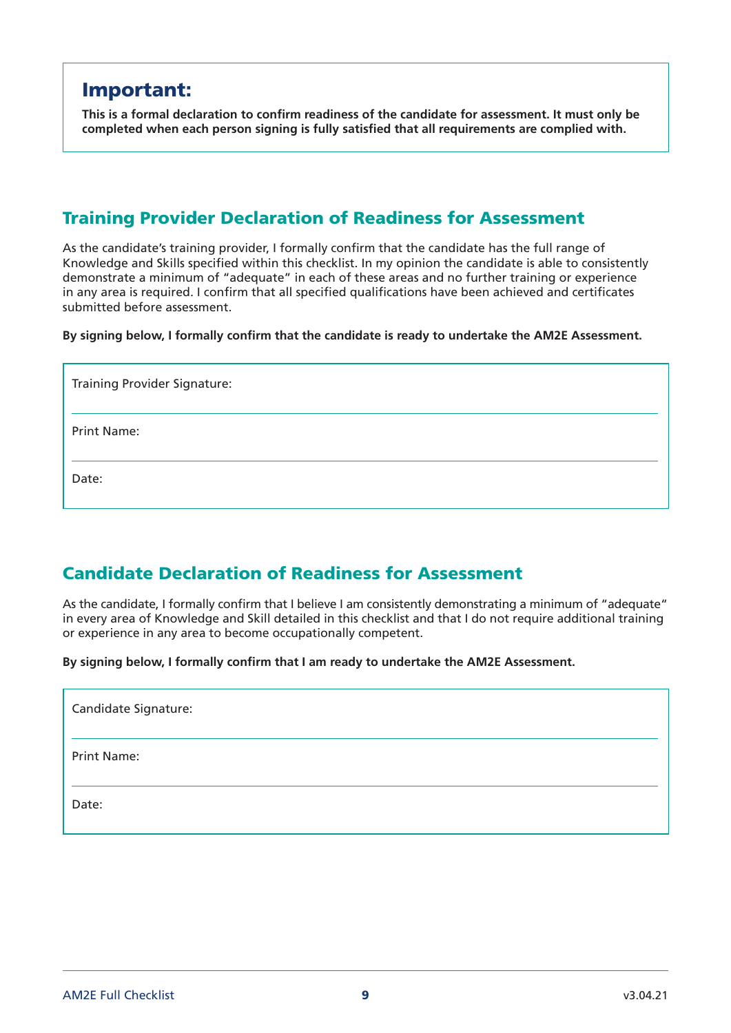## Important:

**This is a formal declaration to confirm readiness of the candidate for assessment. It must only be completed when each person signing is fully satisfied that all requirements are complied with.**

## Training Provider Declaration of Readiness for Assessment

As the candidate's training provider, I formally confirm that the candidate has the full range of Knowledge and Skills specified within this checklist. In my opinion the candidate is able to consistently demonstrate a minimum of "adequate" in each of these areas and no further training or experience in any area is required. I confirm that all specified qualifications have been achieved and certificates submitted before assessment.

**By signing below, I formally confirm that the candidate is ready to undertake the AM2E Assessment.**

Training Provider Signature:

Print Name:

Date:

## Candidate Declaration of Readiness for Assessment

As the candidate, I formally confirm that I believe I am consistently demonstrating a minimum of "adequate" in every area of Knowledge and Skill detailed in this checklist and that I do not require additional training or experience in any area to become occupationally competent.

**By signing below, I formally confirm that I am ready to undertake the AM2E Assessment.**

Candidate Signature:

Print Name:

Date: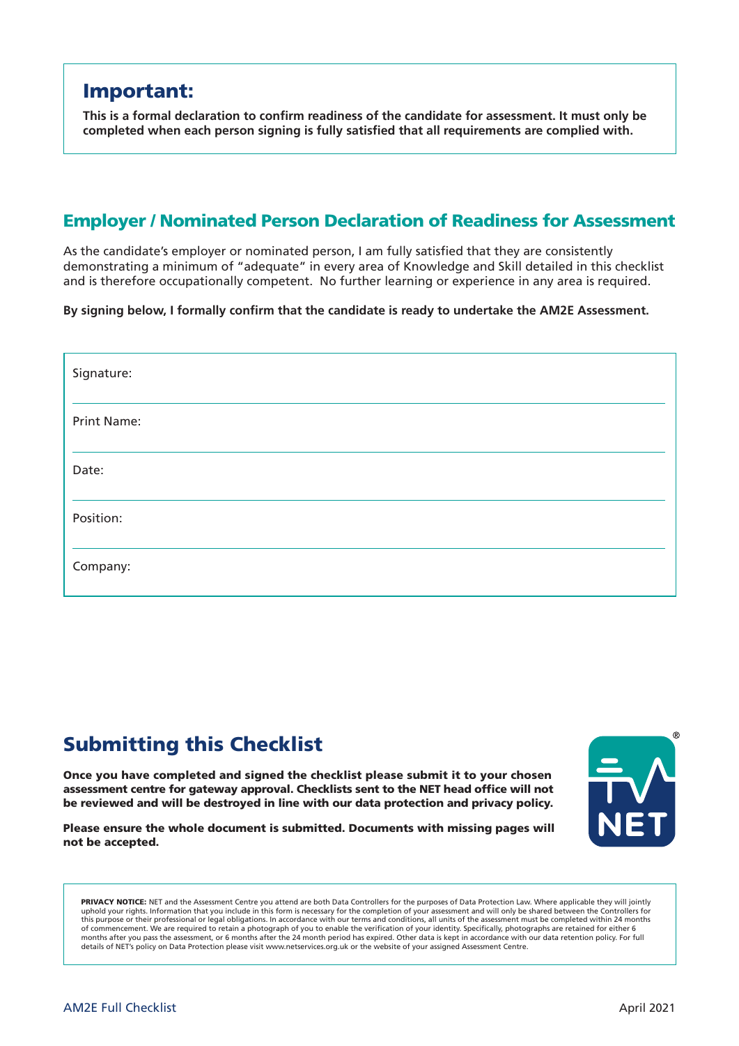## Important:

**This is a formal declaration to confirm readiness of the candidate for assessment. It must only be completed when each person signing is fully satisfied that all requirements are complied with.**

## Employer / Nominated Person Declaration of Readiness for Assessment

As the candidate's employer or nominated person, I am fully satisfied that they are consistently demonstrating a minimum of "adequate" in every area of Knowledge and Skill detailed in this checklist and is therefore occupationally competent. No further learning or experience in any area is required.

**By signing below, I formally confirm that the candidate is ready to undertake the AM2E Assessment.**

| | |
|---|---|
| Signature: | |
| Print Name: | |
| Date: | |
| Position: | |
| Company: | |

## Submitting this Checklist

**Once you have completed and signed the checklist please submit it to your chosen assessment centre for gateway approval. Checklists sent to the NET head office will not be reviewed and will be destroyed in line with our data protection and privacy policy.**

**Please ensure the whole document is submitted. Documents with missing pages will not be accepted.**

**PRIVACY NOTICE:** NET and the Assessment Centre you attend are both Data Controllers for the purposes of Data Protection Law. Where applicable they will jointly uphold your rights. Information that you include in this form is necessary for the completion of your assessment and will only be shared between the Controllers for this purpose or their professional or legal obligations. In accordance with our terms and conditions, all units of the assessment must be completed within 24 months of commencement. We are required to retain a photograph of you to enable the verification of your identity. Specifically, photographs are retained for either 6 months after you pass the assessment, or 6 months after the 24 month period has expired. Other data is kept in accordance with our data retention policy. For full details of NET's policy on Data Protection please visit www.netservices.org.uk or the website of your assigned Assessment Centre.